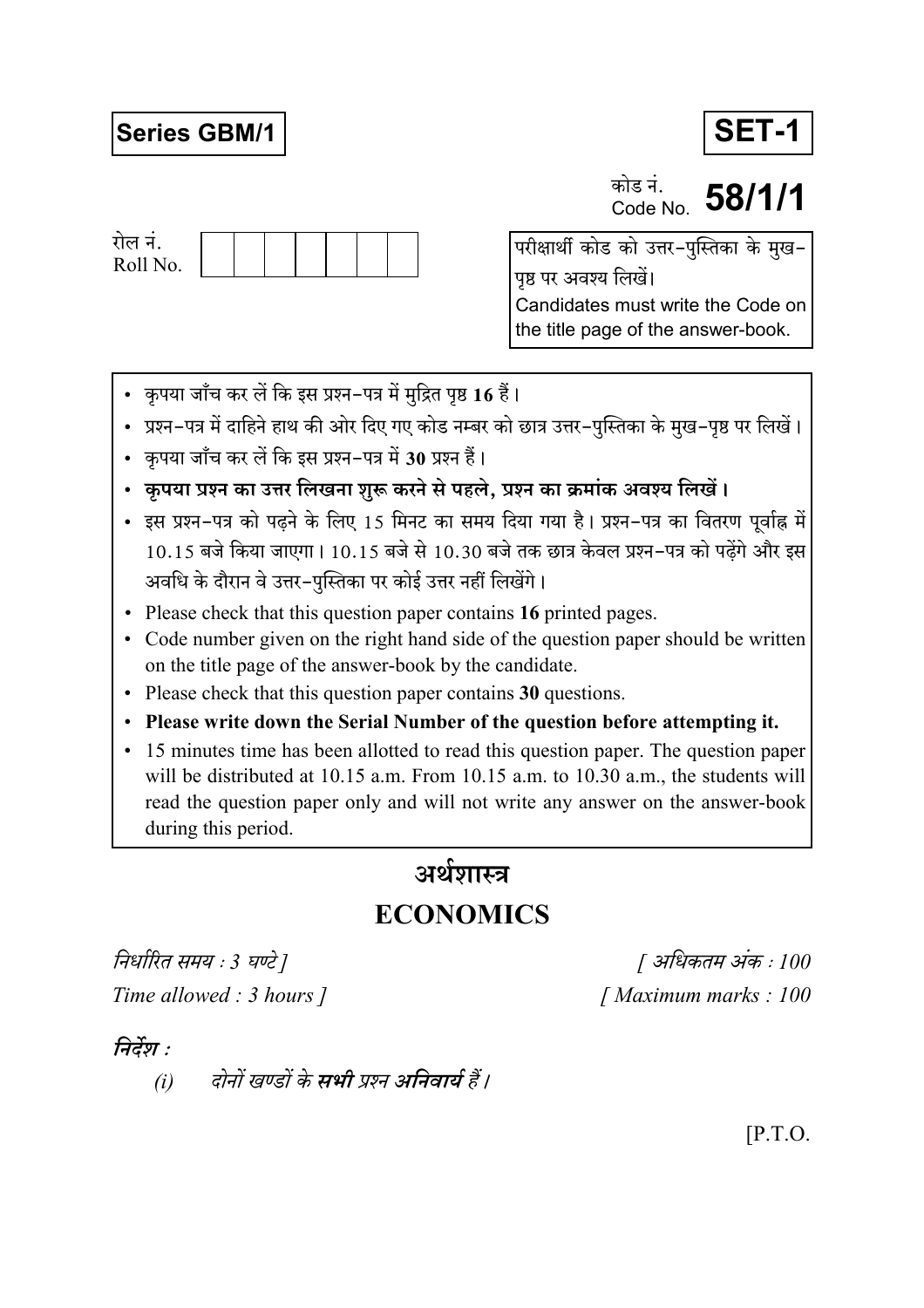**Series GBM/1**

**SET-1**

कोड नं.
Code No. **58/1/1**

रोल नं.
Roll No. | | | | | | | |

परीक्षार्थी कोड को उत्तर-पुस्तिका के मुख-पृष्ठ पर अवश्य लिखें।
Candidates must write the Code on the title page of the answer-book.

- कृपया जाँच कर लें कि इस प्रश्न-पत्र में मुद्रित पृष्ठ **16** हैं।
- प्रश्न-पत्र में दाहिने हाथ की ओर दिए गए कोड नम्बर को छात्र उत्तर-पुस्तिका के मुख-पृष्ठ पर लिखें।
- कृपया जाँच कर लें कि इस प्रश्न-पत्र में **30** प्रश्न हैं।
- **कृपया प्रश्न का उत्तर लिखना शुरू करने से पहले, प्रश्न का क्रमांक अवश्य लिखें।**
- इस प्रश्न-पत्र को पढ़ने के लिए 15 मिनट का समय दिया गया है। प्रश्न-पत्र का वितरण पूर्वाह्न में 10.15 बजे किया जाएगा। 10.15 बजे से 10.30 बजे तक छात्र केवल प्रश्न-पत्र को पढ़ेंगे और इस अवधि के दौरान वे उत्तर-पुस्तिका पर कोई उत्तर नहीं लिखेंगे।
- Please check that this question paper contains **16** printed pages.
- Code number given on the right hand side of the question paper should be written on the title page of the answer-book by the candidate.
- Please check that this question paper contains **30** questions.
- **Please write down the Serial Number of the question before attempting it.**
- 15 minutes time has been allotted to read this question paper. The question paper will be distributed at 10.15 a.m. From 10.15 a.m. to 10.30 a.m., the students will read the question paper only and will not write any answer on the answer-book during this period.

# अर्थशास्त्र

# ECONOMICS

*निर्धारित समय : 3 घण्टे ]* *[ अधिकतम अंक : 100*

*Time allowed : 3 hours ]* *[ Maximum marks : 100*

***निर्देश :***

*(i) दोनों खण्डों के **सभी** प्रश्न **अनिवार्य** हैं।*

[P.T.O.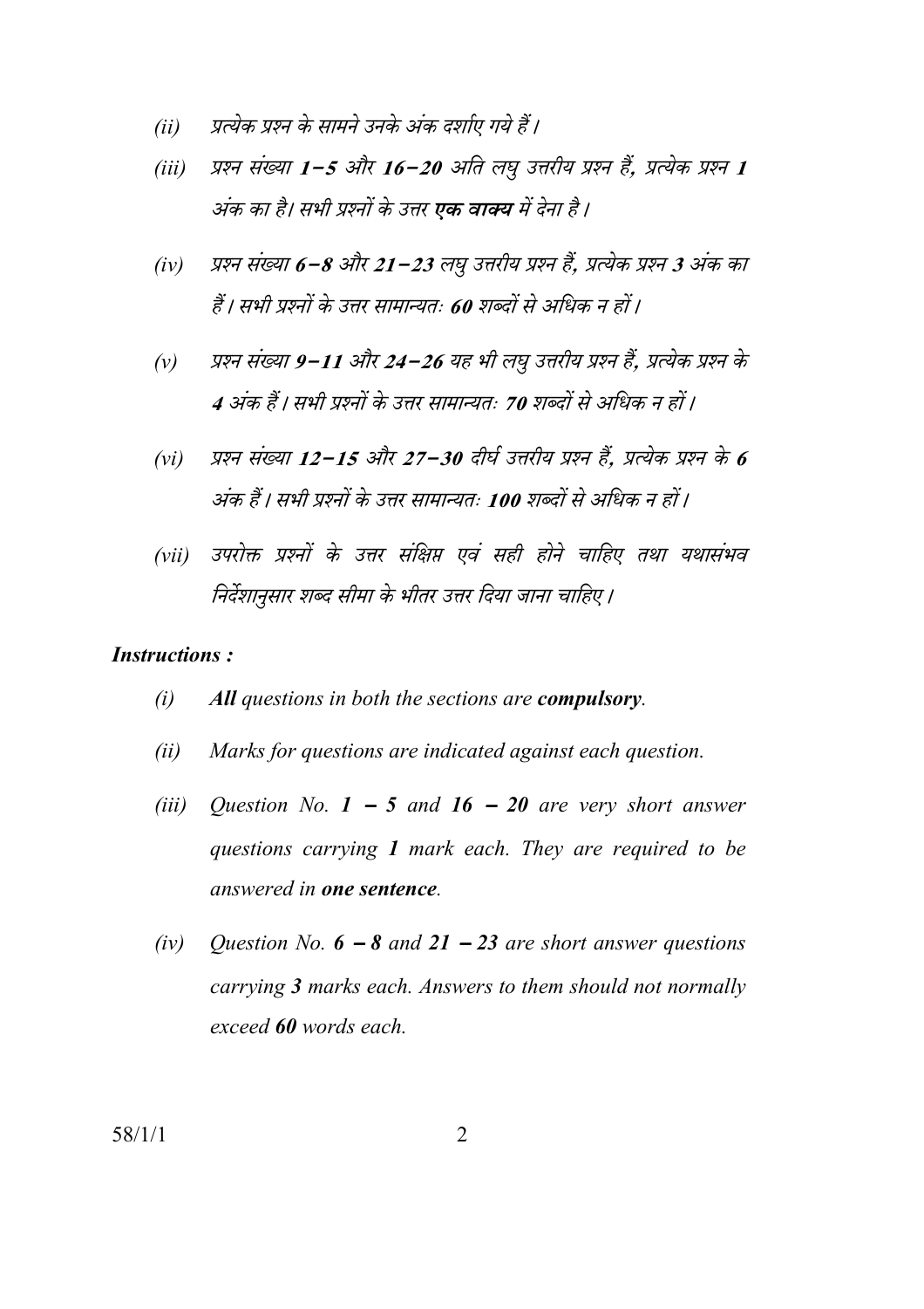*(ii)* *प्रत्येक प्रश्न के सामने उनके अंक दर्शाए गये हैं।*

*(iii)* *प्रश्न संख्या **1–5** और **16–20** अति लघु उत्तरीय प्रश्न हैं, प्रत्येक प्रश्न **1** अंक का है। सभी प्रश्नों के उत्तर **एक वाक्य** में देना है।*

*(iv)* *प्रश्न संख्या **6–8** और **21–23** लघु उत्तरीय प्रश्न हैं, प्रत्येक प्रश्न **3** अंक का हैं। सभी प्रश्नों के उत्तर सामान्यतः **60** शब्दों से अधिक न हों।*

*(v)* *प्रश्न संख्या **9–11** और **24–26** यह भी लघु उत्तरीय प्रश्न हैं, प्रत्येक प्रश्न के **4** अंक हैं। सभी प्रश्नों के उत्तर सामान्यतः **70** शब्दों से अधिक न हों।*

*(vi)* *प्रश्न संख्या **12–15** और **27–30** दीर्घ उत्तरीय प्रश्न हैं, प्रत्येक प्रश्न के **6** अंक हैं। सभी प्रश्नों के उत्तर सामान्यतः **100** शब्दों से अधिक न हों।*

*(vii)* *उपरोक्त प्रश्नों के उत्तर संक्षिप्त एवं सही होने चाहिए तथा यथासंभव निर्देशानुसार शब्द सीमा के भीतर उत्तर दिया जाना चाहिए।*

***Instructions :***

*(i)* ***All** questions in both the sections are **compulsory**.*

*(ii)* *Marks for questions are indicated against each question.*

*(iii)* *Question No. **1 – 5** and **16 – 20** are very short answer questions carrying **1** mark each. They are required to be answered in **one sentence**.*

*(iv)* *Question No. **6 – 8** and **21 – 23** are short answer questions carrying **3** marks each. Answers to them should not normally exceed **60** words each.*

58/1/1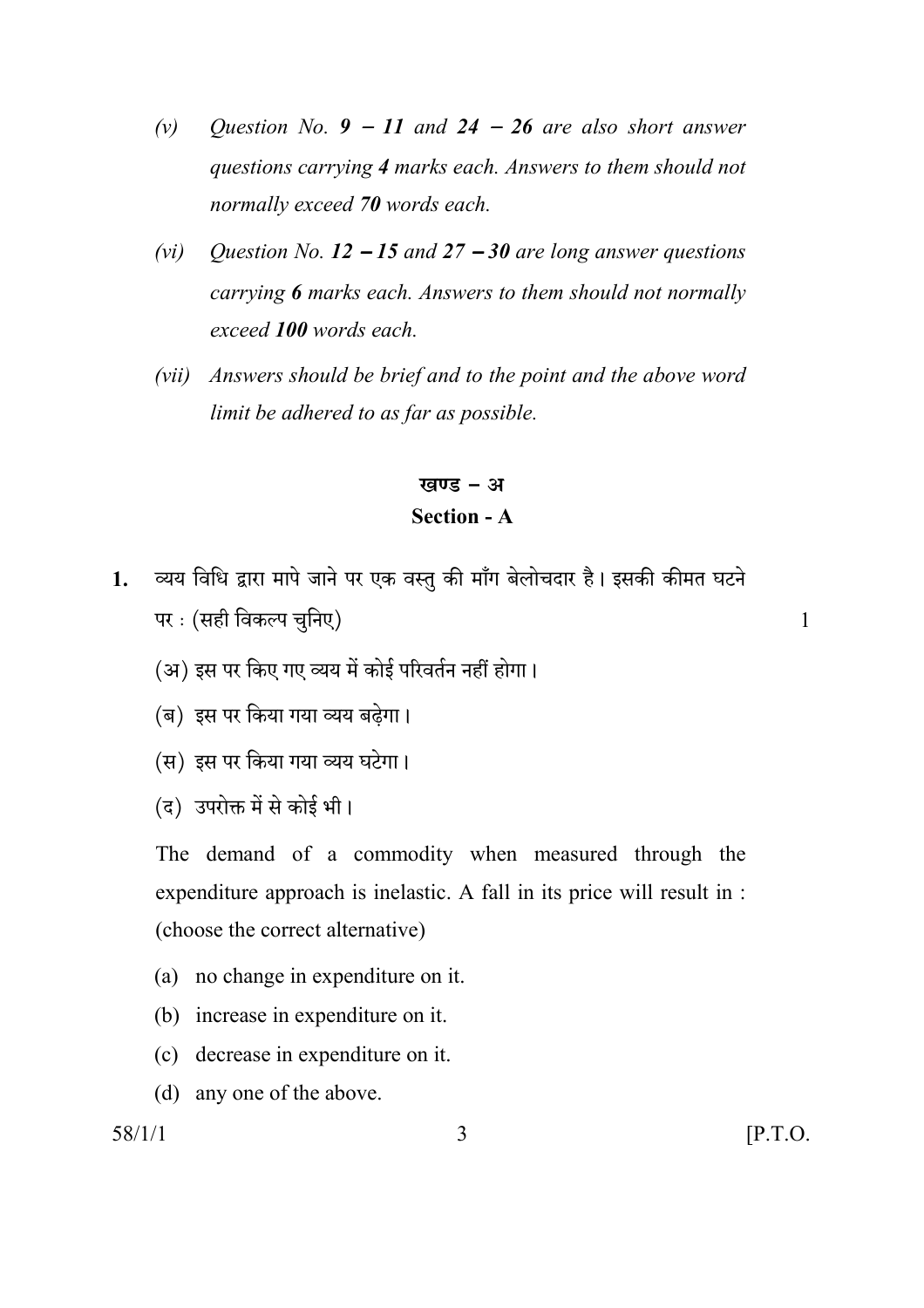(v) *Question No. **9 – 11** and **24 – 26** are also short answer questions carrying **4** marks each. Answers to them should not normally exceed **70** words each.*

(vi) *Question No. **12 – 15** and **27 – 30** are long answer questions carrying **6** marks each. Answers to them should not normally exceed **100** words each.*

(vii) *Answers should be brief and to the point and the above word limit be adhered to as far as possible.*

## खण्ड – अ
## Section - A

**1.** व्यय विधि द्वारा मापे जाने पर एक वस्तु की माँग बेलोचदार है। इसकी कीमत घटने पर : (सही विकल्प चुनिए) 1

(अ) इस पर किए गए व्यय में कोई परिवर्तन नहीं होगा।

(ब) इस पर किया गया व्यय बढ़ेगा।

(स) इस पर किया गया व्यय घटेगा।

(द) उपरोक्त में से कोई भी।

The demand of a commodity when measured through the expenditure approach is inelastic. A fall in its price will result in : (choose the correct alternative)

(a) no change in expenditure on it.

(b) increase in expenditure on it.

(c) decrease in expenditure on it.

(d) any one of the above.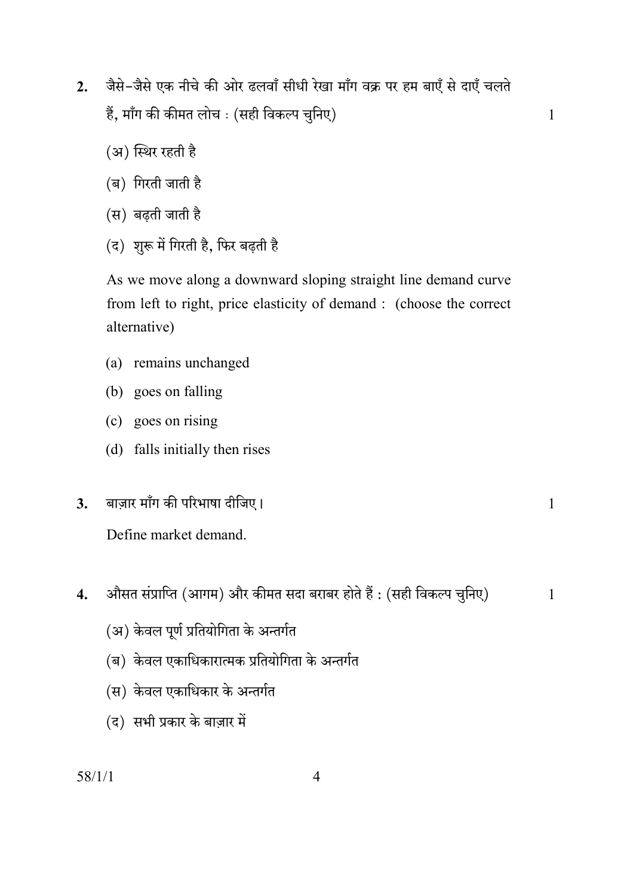2. जैसे-जैसे एक नीचे की ओर ढलवाँ सीधी रेखा माँग वक्र पर हम बाएँ से दाएँ चलते हैं, माँग की कीमत लोच : (सही विकल्प चुनिए) 1

   (अ) स्थिर रहती है

   (ब) गिरती जाती है

   (स) बढ़ती जाती है

   (द) शुरू में गिरती है, फिर बढ़ती है

   As we move along a downward sloping straight line demand curve from left to right, price elasticity of demand : (choose the correct alternative)

   (a) remains unchanged

   (b) goes on falling

   (c) goes on rising

   (d) falls initially then rises

3. बाज़ार माँग की परिभाषा दीजिए। 1

   Define market demand.

4. औसत संप्राप्ति (आगम) और कीमत सदा बराबर होते हैं : (सही विकल्प चुनिए) 1

   (अ) केवल पूर्ण प्रतियोगिता के अन्तर्गत

   (ब) केवल एकाधिकारात्मक प्रतियोगिता के अन्तर्गत

   (स) केवल एकाधिकार के अन्तर्गत

   (द) सभी प्रकार के बाज़ार में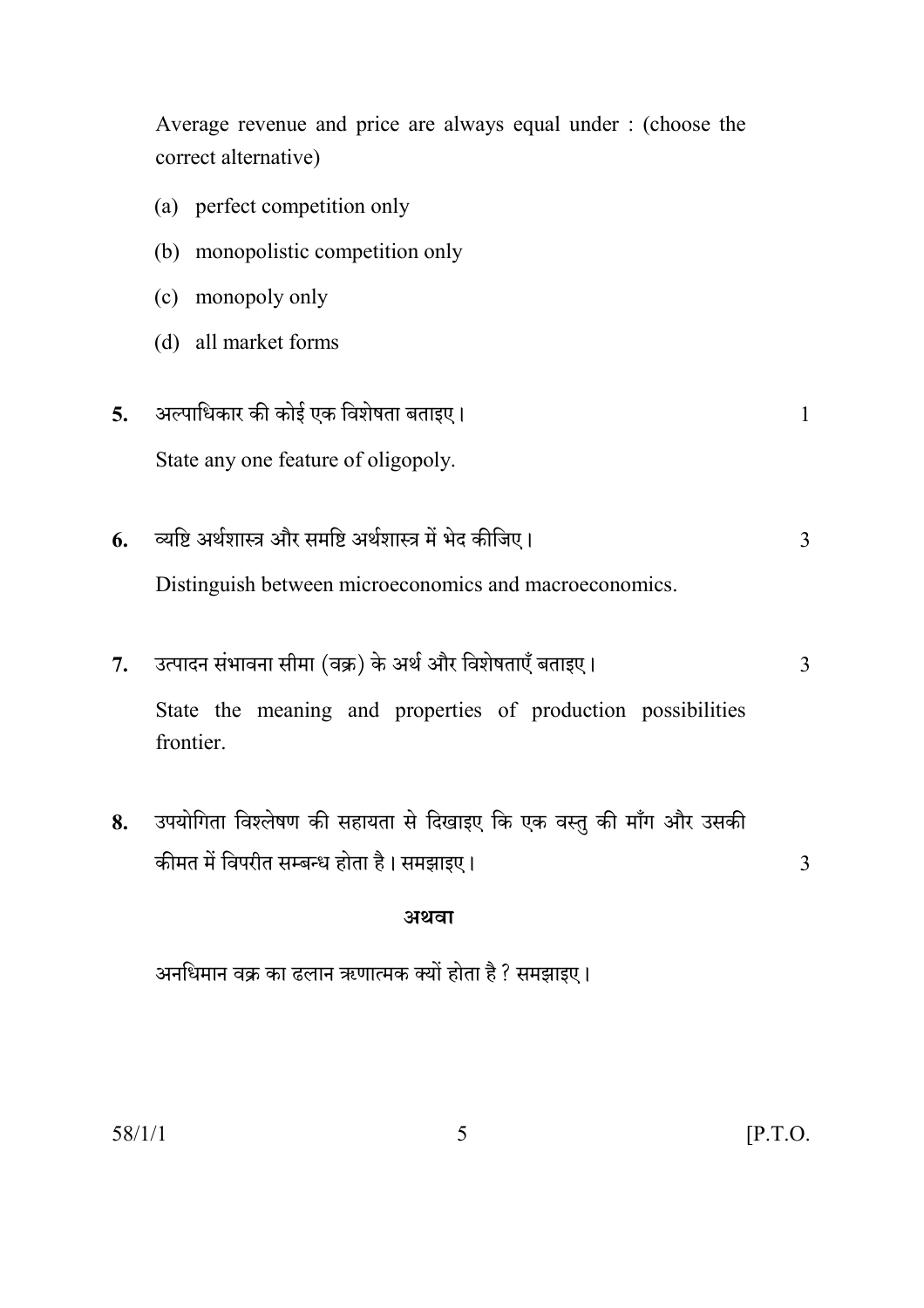Average revenue and price are always equal under : (choose the correct alternative)

(a) perfect competition only

(b) monopolistic competition only

(c) monopoly only

(d) all market forms

**5.** अल्पाधिकार की कोई एक विशेषता बताइए। 1

State any one feature of oligopoly.

**6.** व्यष्टि अर्थशास्त्र और समष्टि अर्थशास्त्र में भेद कीजिए। 3

Distinguish between microeconomics and macroeconomics.

**7.** उत्पादन संभावना सीमा (वक्र) के अर्थ और विशेषताएँ बताइए। 3

State the meaning and properties of production possibilities frontier.

**8.** उपयोगिता विश्लेषण की सहायता से दिखाइए कि एक वस्तु की माँग और उसकी कीमत में विपरीत सम्बन्ध होता है। समझाइए। 3

**अथवा**

अनधिमान वक्र का ढलान ऋणात्मक क्यों होता है ? समझाइए।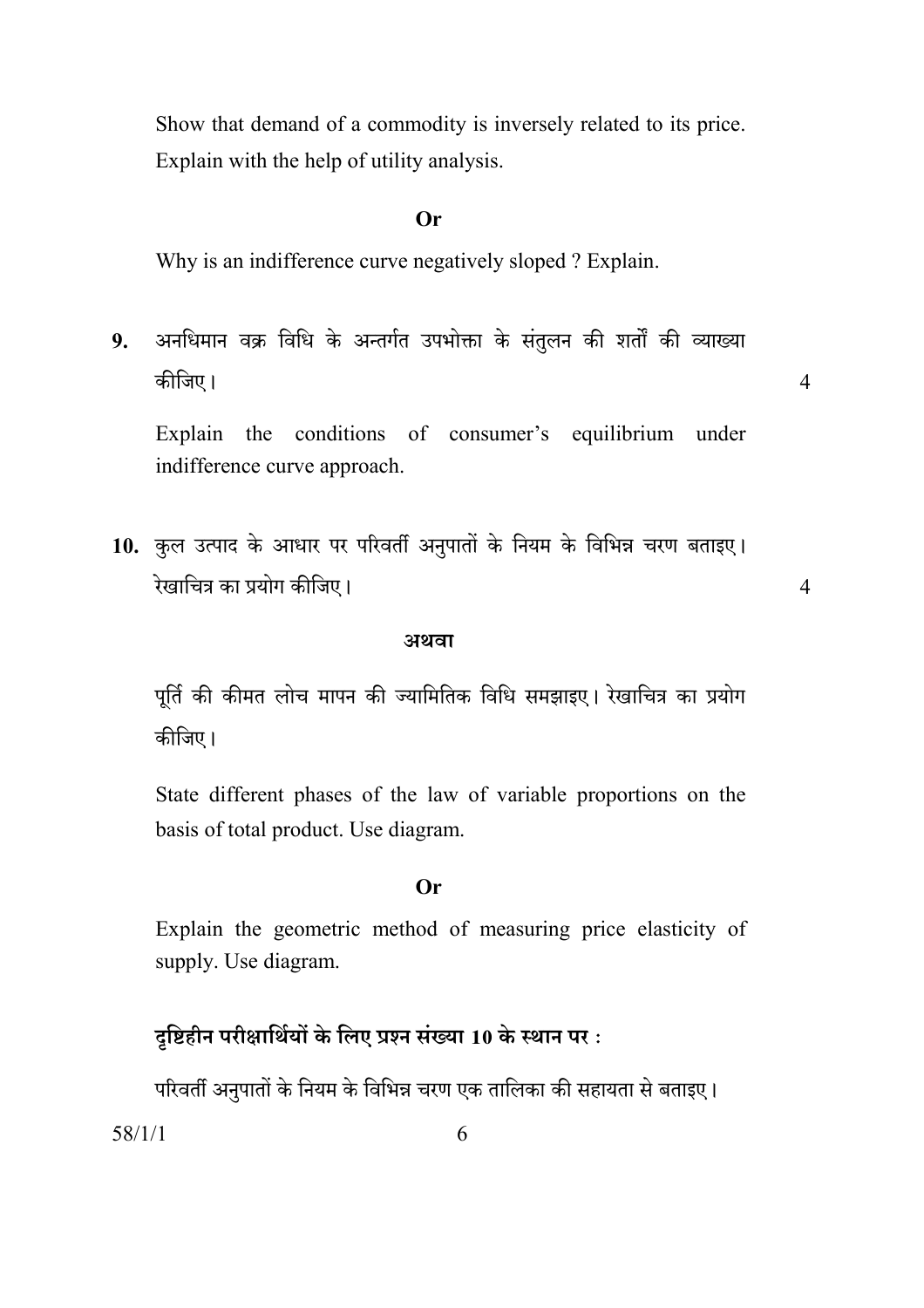Show that demand of a commodity is inversely related to its price. Explain with the help of utility analysis.

**Or**

Why is an indifference curve negatively sloped ? Explain.

**9.** अनधिमान वक्र विधि के अन्तर्गत उपभोक्ता के संतुलन की शर्तों की व्याख्या कीजिए। 4

Explain the conditions of consumer's equilibrium under indifference curve approach.

**10.** कुल उत्पाद के आधार पर परिवर्ती अनुपातों के नियम के विभिन्न चरण बताइए। रेखाचित्र का प्रयोग कीजिए। 4

**अथवा**

पूर्ति की कीमत लोच मापन की ज्यामितिक विधि समझाइए। रेखाचित्र का प्रयोग कीजिए।

State different phases of the law of variable proportions on the basis of total product. Use diagram.

**Or**

Explain the geometric method of measuring price elasticity of supply. Use diagram.

**दृष्टिहीन परीक्षार्थियों के लिए प्रश्न संख्या 10 के स्थान पर :**

परिवर्ती अनुपातों के नियम के विभिन्न चरण एक तालिका की सहायता से बताइए।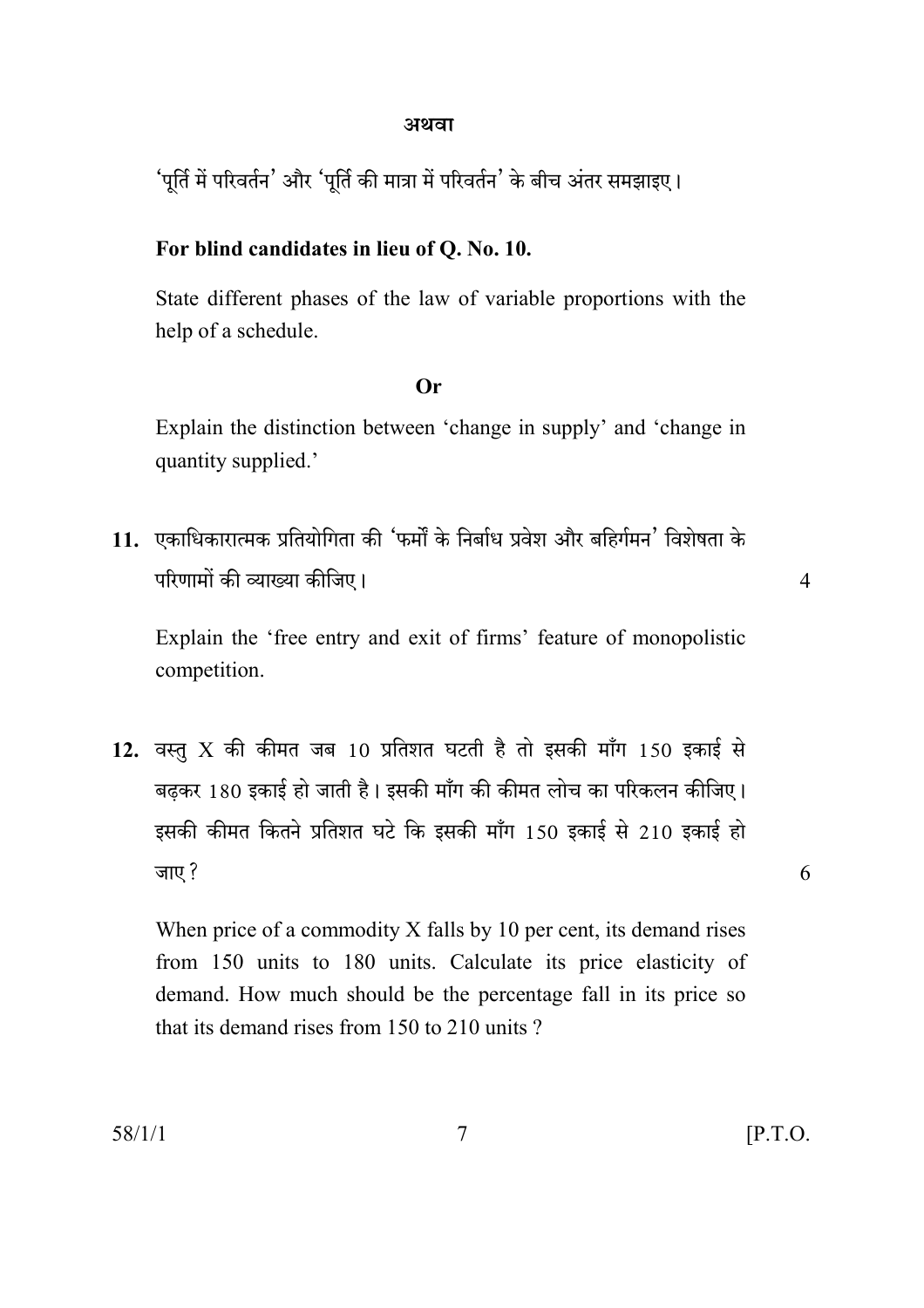**अथवा**

'पूर्ति में परिवर्तन' और 'पूर्ति की मात्रा में परिवर्तन' के बीच अंतर समझाइए।

**For blind candidates in lieu of Q. No. 10.**

State different phases of the law of variable proportions with the help of a schedule.

**Or**

Explain the distinction between 'change in supply' and 'change in quantity supplied.'

**11.** एकाधिकारात्मक प्रतियोगिता की 'फर्मों के निर्बाध प्रवेश और बहिर्गमन' विशेषता के परिणामों की व्याख्या कीजिए। 4

Explain the 'free entry and exit of firms' feature of monopolistic competition.

**12.** वस्तु X की कीमत जब 10 प्रतिशत घटती है तो इसकी माँग 150 इकाई से बढ़कर 180 इकाई हो जाती है। इसकी माँग की कीमत लोच का परिकलन कीजिए। इसकी कीमत कितने प्रतिशत घटे कि इसकी माँग 150 इकाई से 210 इकाई हो जाए? 6

When price of a commodity X falls by 10 per cent, its demand rises from 150 units to 180 units. Calculate its price elasticity of demand. How much should be the percentage fall in its price so that its demand rises from 150 to 210 units ?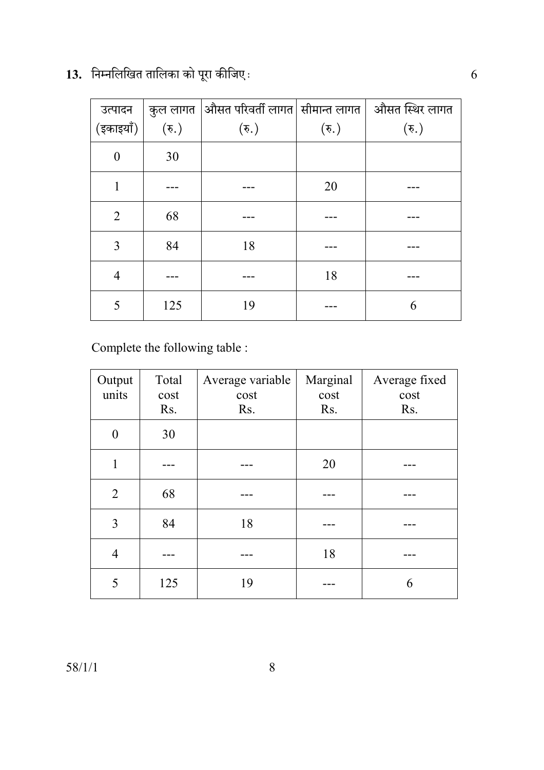**13.** निम्नलिखित तालिका को पूरा कीजिए : 6

| उत्पादन (इकाइयाँ) | कुल लागत (रु.) | औसत परिवर्ती लागत (रु.) | सीमान्त लागत (रु.) | औसत स्थिर लागत (रु.) |
|---|---|---|---|---|
| 0 | 30 | | | |
| 1 | --- | --- | 20 | --- |
| 2 | 68 | --- | --- | --- |
| 3 | 84 | 18 | --- | --- |
| 4 | --- | --- | 18 | --- |
| 5 | 125 | 19 | --- | 6 |

Complete the following table :

| Output units | Total cost Rs. | Average variable cost Rs. | Marginal cost Rs. | Average fixed cost Rs. |
|---|---|---|---|---|
| 0 | 30 | | | |
| 1 | --- | --- | 20 | --- |
| 2 | 68 | --- | --- | --- |
| 3 | 84 | 18 | --- | --- |
| 4 | --- | --- | 18 | --- |
| 5 | 125 | 19 | --- | 6 |

58/1/1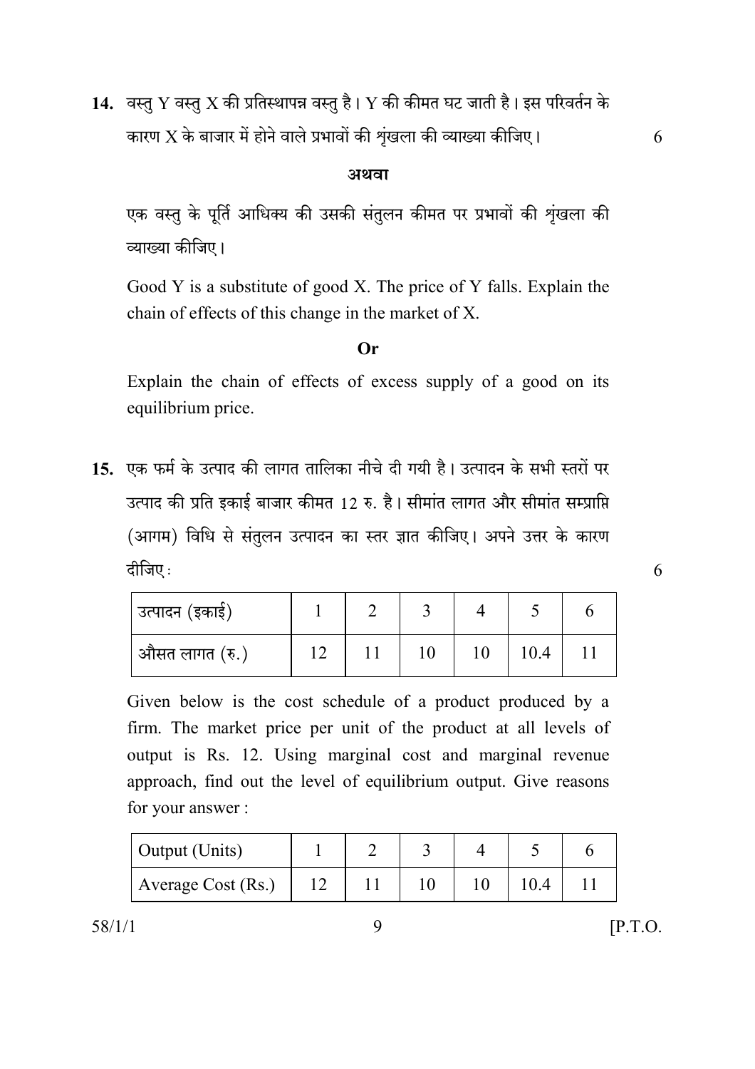**14.** वस्तु Y वस्तु X की प्रतिस्थापन्न वस्तु है। Y की कीमत घट जाती है। इस परिवर्तन के कारण X के बाजार में होने वाले प्रभावों की शृंखला की व्याख्या कीजिए। 6

**अथवा**

एक वस्तु के पूर्ति आधिक्य की उसकी संतुलन कीमत पर प्रभावों की शृंखला की व्याख्या कीजिए।

Good Y is a substitute of good X. The price of Y falls. Explain the chain of effects of this change in the market of X.

**Or**

Explain the chain of effects of excess supply of a good on its equilibrium price.

**15.** एक फर्म के उत्पाद की लागत तालिका नीचे दी गयी है। उत्पादन के सभी स्तरों पर उत्पाद की प्रति इकाई बाजार कीमत 12 रु. है। सीमांत लागत और सीमांत सम्प्राप्ति (आगम) विधि से संतुलन उत्पादन का स्तर ज्ञात कीजिए। अपने उत्तर के कारण दीजिए : 6

| उत्पादन (इकाई) | 1 | 2 | 3 | 4 | 5 | 6 |
|---|---|---|---|---|---|---|
| औसत लागत (रु.) | 12 | 11 | 10 | 10 | 10.4 | 11 |

Given below is the cost schedule of a product produced by a firm. The market price per unit of the product at all levels of output is Rs. 12. Using marginal cost and marginal revenue approach, find out the level of equilibrium output. Give reasons for your answer :

| Output (Units) | 1 | 2 | 3 | 4 | 5 | 6 |
|---|---|---|---|---|---|---|
| Average Cost (Rs.) | 12 | 11 | 10 | 10 | 10.4 | 11 |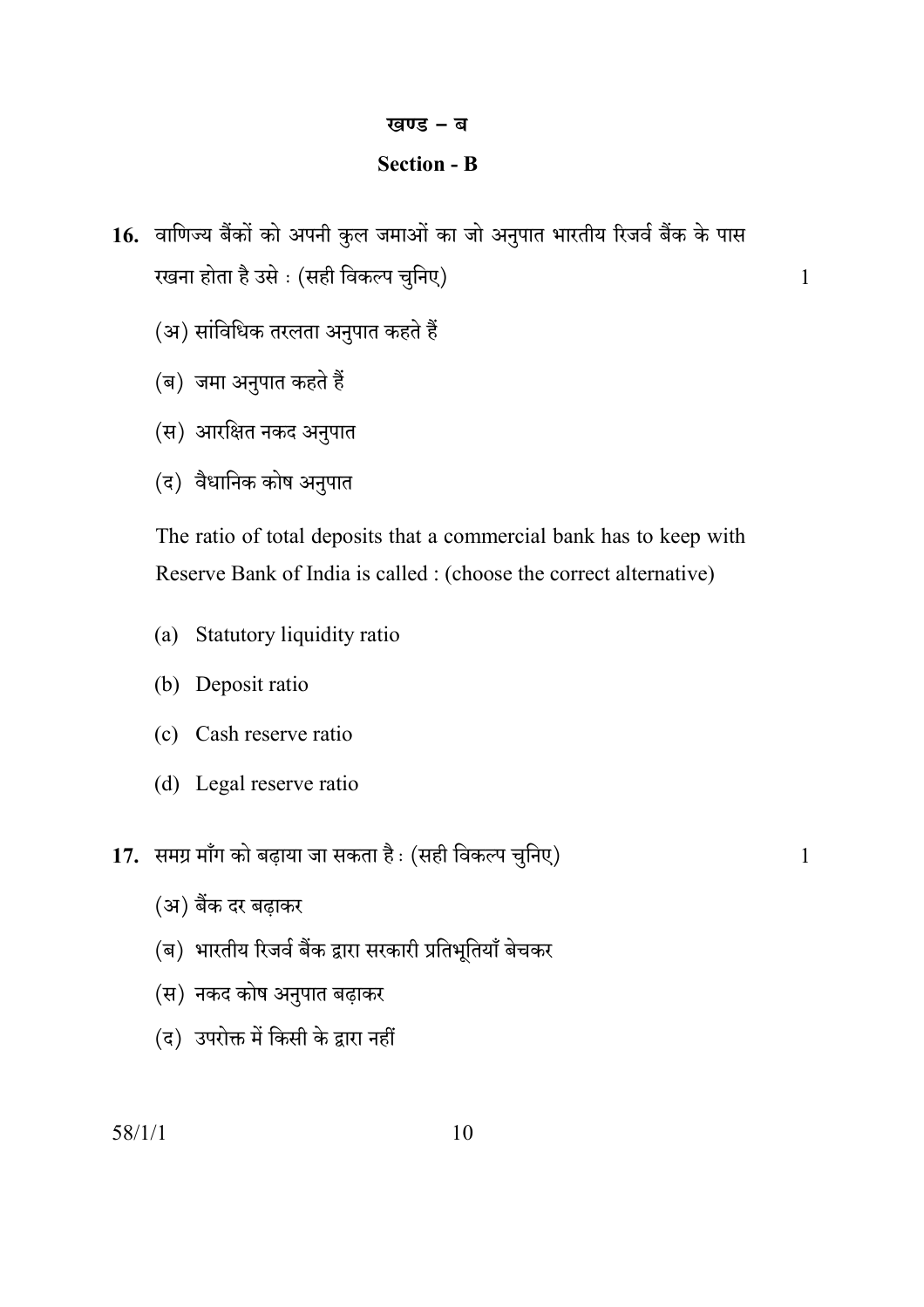## खण्ड – ब

## Section - B

**16.** वाणिज्य बैंकों को अपनी कुल जमाओं का जो अनुपात भारतीय रिजर्व बैंक के पास रखना होता है उसे : (सही विकल्प चुनिए) 1

(अ) सांविधिक तरलता अनुपात कहते हैं

(ब) जमा अनुपात कहते हैं

(स) आरक्षित नकद अनुपात

(द) वैधानिक कोष अनुपात

The ratio of total deposits that a commercial bank has to keep with Reserve Bank of India is called : (choose the correct alternative)

(a) Statutory liquidity ratio

(b) Deposit ratio

(c) Cash reserve ratio

(d) Legal reserve ratio

**17.** समग्र माँग को बढ़ाया जा सकता है : (सही विकल्प चुनिए) 1

(अ) बैंक दर बढ़ाकर

(ब) भारतीय रिजर्व बैंक द्वारा सरकारी प्रतिभूतियाँ बेचकर

(स) नकद कोष अनुपात बढ़ाकर

(द) उपरोक्त में किसी के द्वारा नहीं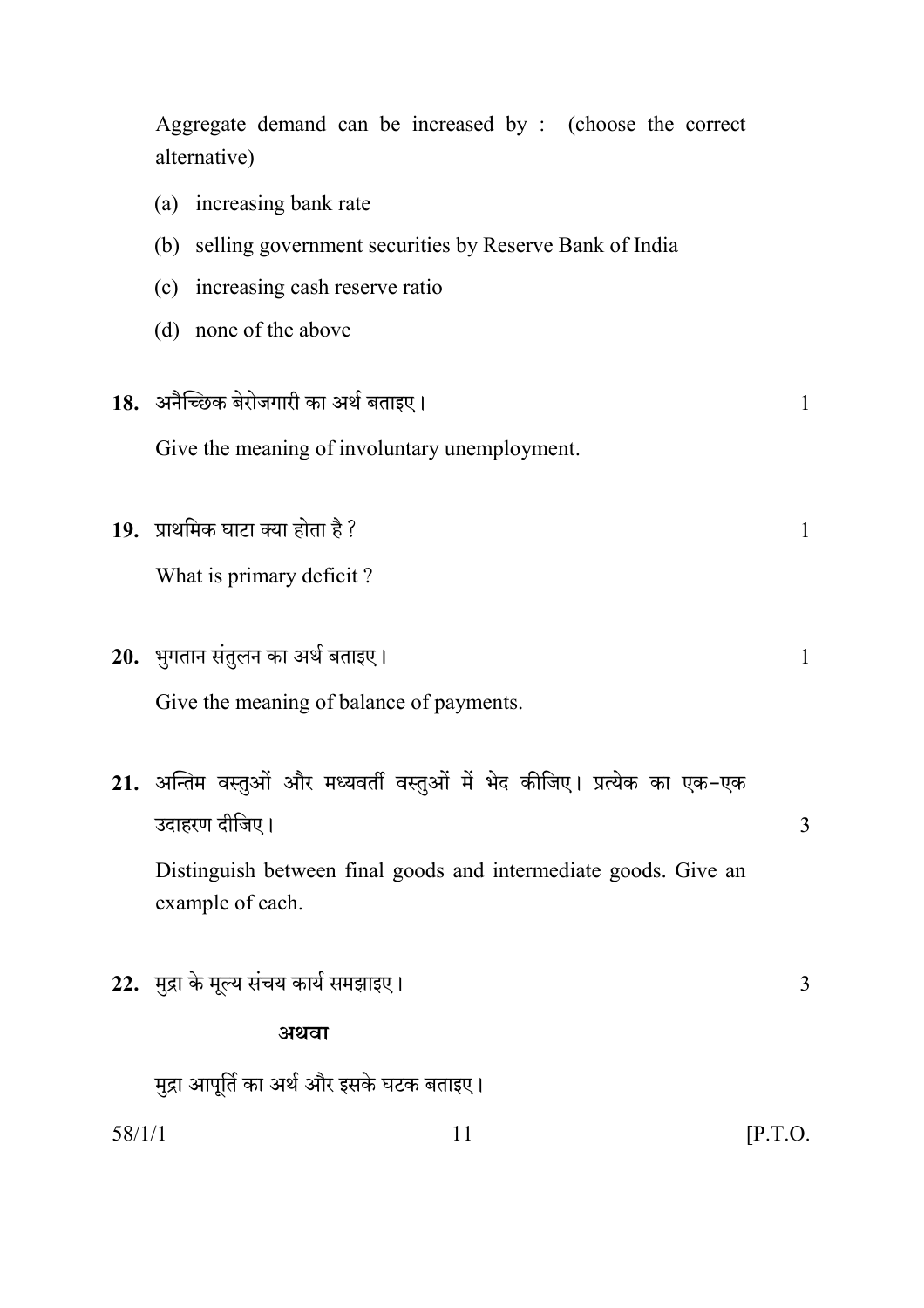Aggregate demand can be increased by : (choose the correct alternative)

(a) increasing bank rate

(b) selling government securities by Reserve Bank of India

(c) increasing cash reserve ratio

(d) none of the above

**18.** अनैच्छिक बेरोजगारी का अर्थ बताइए। 1

Give the meaning of involuntary unemployment.

**19.** प्राथमिक घाटा क्या होता है ? 1

What is primary deficit ?

**20.** भुगतान संतुलन का अर्थ बताइए। 1

Give the meaning of balance of payments.

**21.** अन्तिम वस्तुओं और मध्यवर्ती वस्तुओं में भेद कीजिए। प्रत्येक का एक-एक उदाहरण दीजिए। 3

Distinguish between final goods and intermediate goods. Give an example of each.

**22.** मुद्रा के मूल्य संचय कार्य समझाइए। 3

**अथवा**

मुद्रा आपूर्ति का अर्थ और इसके घटक बताइए।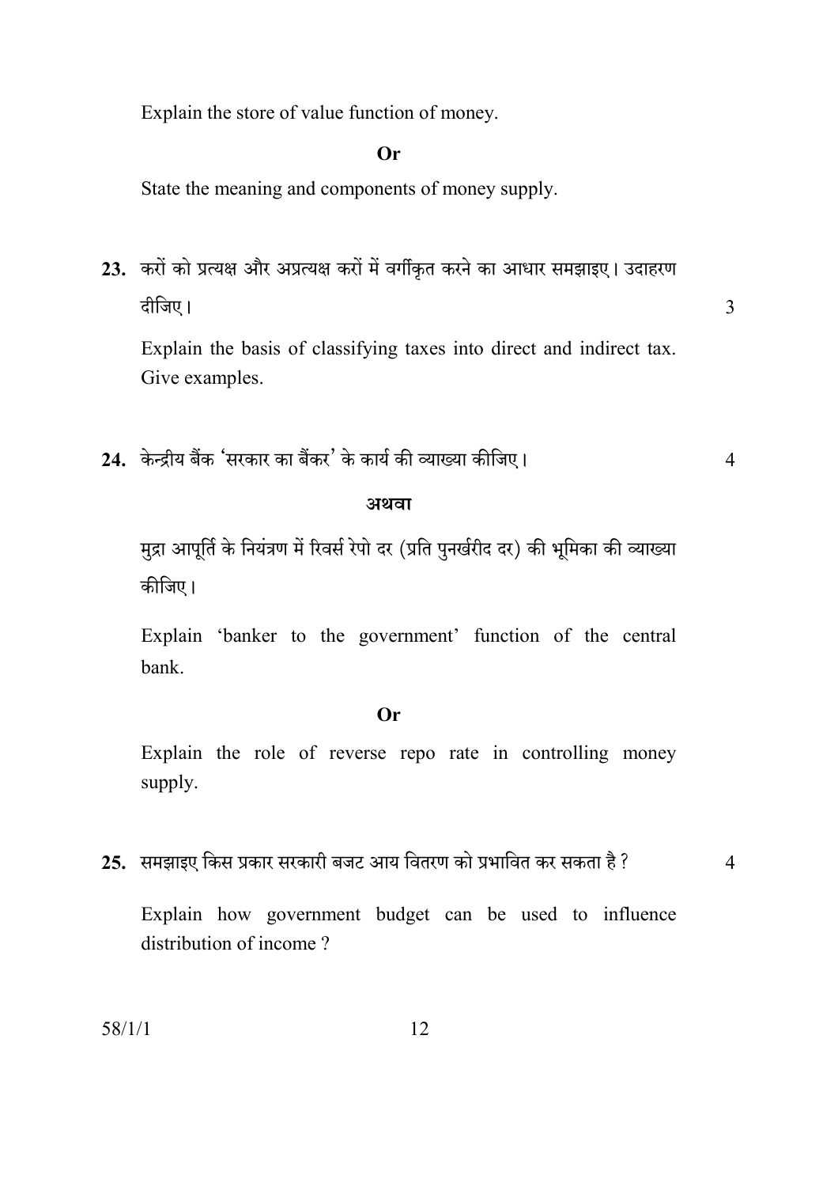Explain the store of value function of money.

**Or**

State the meaning and components of money supply.

**23.** करों को प्रत्यक्ष और अप्रत्यक्ष करों में वर्गीकृत करने का आधार समझाइए। उदाहरण दीजिए। 3

Explain the basis of classifying taxes into direct and indirect tax. Give examples.

**24.** केन्द्रीय बैंक 'सरकार का बैंकर' के कार्य की व्याख्या कीजिए। 4

**अथवा**

मुद्रा आपूर्ति के नियंत्रण में रिवर्स रेपो दर (प्रति पुनर्खरीद दर) की भूमिका की व्याख्या कीजिए।

Explain 'banker to the government' function of the central bank.

**Or**

Explain the role of reverse repo rate in controlling money supply.

**25.** समझाइए किस प्रकार सरकारी बजट आय वितरण को प्रभावित कर सकता है ? 4

Explain how government budget can be used to influence distribution of income ?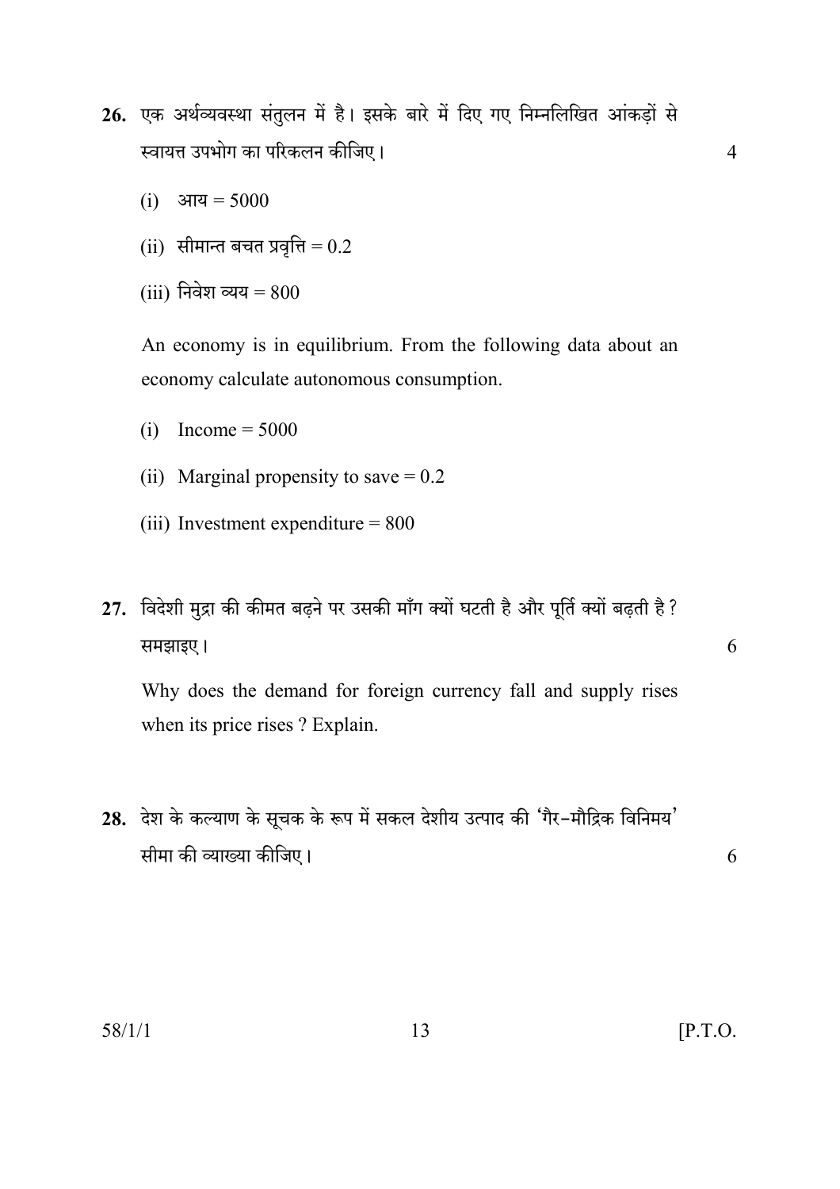26. एक अर्थव्यवस्था संतुलन में है। इसके बारे में दिए गए निम्नलिखित आंकड़ों से स्वायत्त उपभोग का परिकलन कीजिए। 4

(i) आय = 5000

(ii) सीमान्त बचत प्रवृत्ति = 0.2

(iii) निवेश व्यय = 800

An economy is in equilibrium. From the following data about an economy calculate autonomous consumption.

(i) Income = 5000

(ii) Marginal propensity to save = 0.2

(iii) Investment expenditure = 800

27. विदेशी मुद्रा की कीमत बढ़ने पर उसकी माँग क्यों घटती है और पूर्ति क्यों बढ़ती है ? समझाइए। 6

Why does the demand for foreign currency fall and supply rises when its price rises ? Explain.

28. देश के कल्याण के सूचक के रूप में सकल देशीय उत्पाद की 'गैर-मौद्रिक विनिमय' सीमा की व्याख्या कीजिए। 6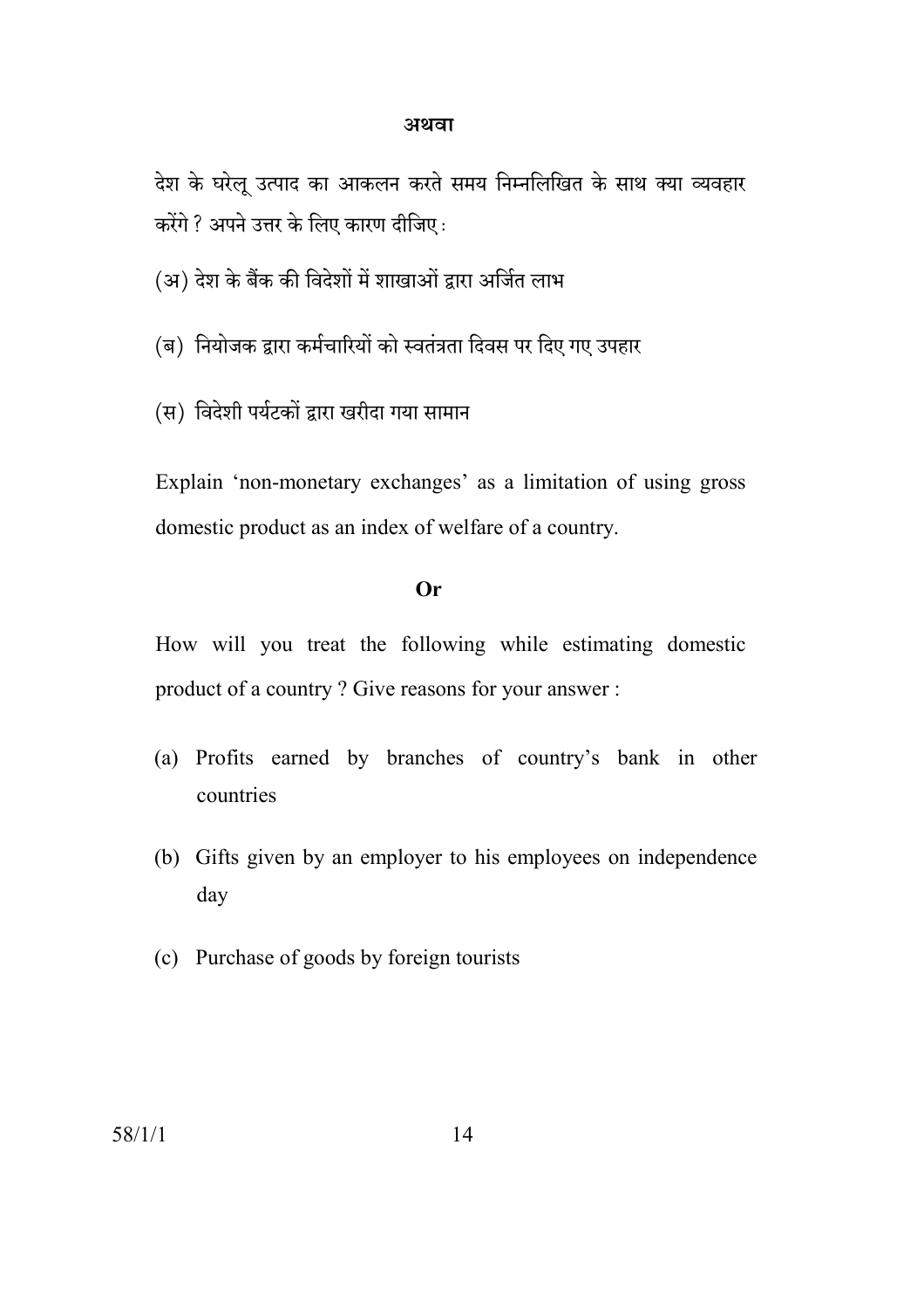**अथवा**

देश के घरेलू उत्पाद का आकलन करते समय निम्नलिखित के साथ क्या व्यवहार करेंगे ? अपने उत्तर के लिए कारण दीजिए :

(अ) देश के बैंक की विदेशों में शाखाओं द्वारा अर्जित लाभ

(ब) नियोजक द्वारा कर्मचारियों को स्वतंत्रता दिवस पर दिए गए उपहार

(स) विदेशी पर्यटकों द्वारा खरीदा गया सामान

Explain 'non-monetary exchanges' as a limitation of using gross domestic product as an index of welfare of a country.

**Or**

How will you treat the following while estimating domestic product of a country ? Give reasons for your answer :

(a) Profits earned by branches of country's bank in other countries

(b) Gifts given by an employer to his employees on independence day

(c) Purchase of goods by foreign tourists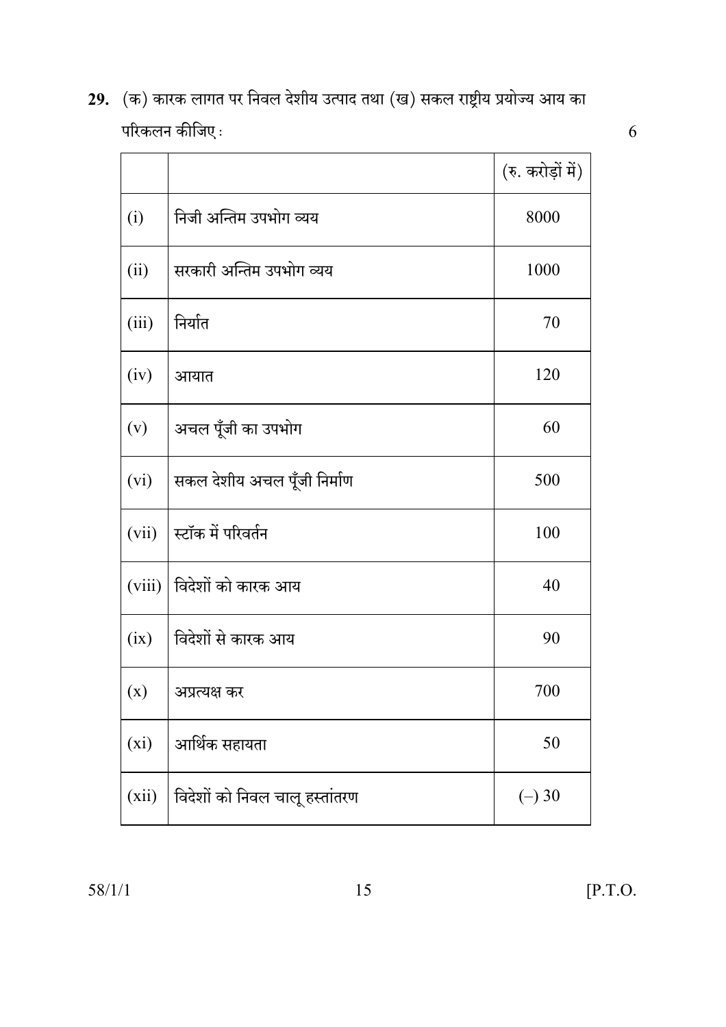29. (क) कारक लागत पर निवल देशीय उत्पाद तथा (ख) सकल राष्ट्रीय प्रयोज्य आय का परिकलन कीजिए : 6

| | | (रु. करोड़ों में) |
|---|---|---|
| (i) | निजी अन्तिम उपभोग व्यय | 8000 |
| (ii) | सरकारी अन्तिम उपभोग व्यय | 1000 |
| (iii) | निर्यात | 70 |
| (iv) | आयात | 120 |
| (v) | अचल पूँजी का उपभोग | 60 |
| (vi) | सकल देशीय अचल पूँजी निर्माण | 500 |
| (vii) | स्टॉक में परिवर्तन | 100 |
| (viii) | विदेशों को कारक आय | 40 |
| (ix) | विदेशों से कारक आय | 90 |
| (x) | अप्रत्यक्ष कर | 700 |
| (xi) | आर्थिक सहायता | 50 |
| (xii) | विदेशों को निवल चालू हस्तांतरण | (–) 30 |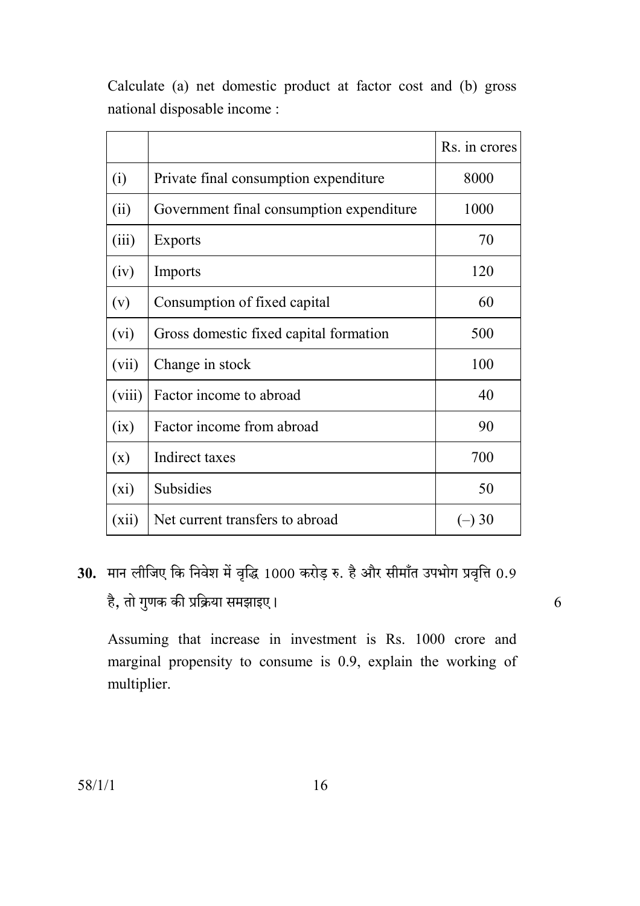Calculate (a) net domestic product at factor cost and (b) gross national disposable income :

| | | Rs. in crores |
|---|---|---|
| (i) | Private final consumption expenditure | 8000 |
| (ii) | Government final consumption expenditure | 1000 |
| (iii) | Exports | 70 |
| (iv) | Imports | 120 |
| (v) | Consumption of fixed capital | 60 |
| (vi) | Gross domestic fixed capital formation | 500 |
| (vii) | Change in stock | 100 |
| (viii) | Factor income to abroad | 40 |
| (ix) | Factor income from abroad | 90 |
| (x) | Indirect taxes | 700 |
| (xi) | Subsidies | 50 |
| (xii) | Net current transfers to abroad | (–) 30 |

**30.** मान लीजिए कि निवेश में वृद्धि 1000 करोड़ रु. है और सीमाँत उपभोग प्रवृत्ति 0.9 है, तो गुणक की प्रक्रिया समझाइए। 6

Assuming that increase in investment is Rs. 1000 crore and marginal propensity to consume is 0.9, explain the working of multiplier.